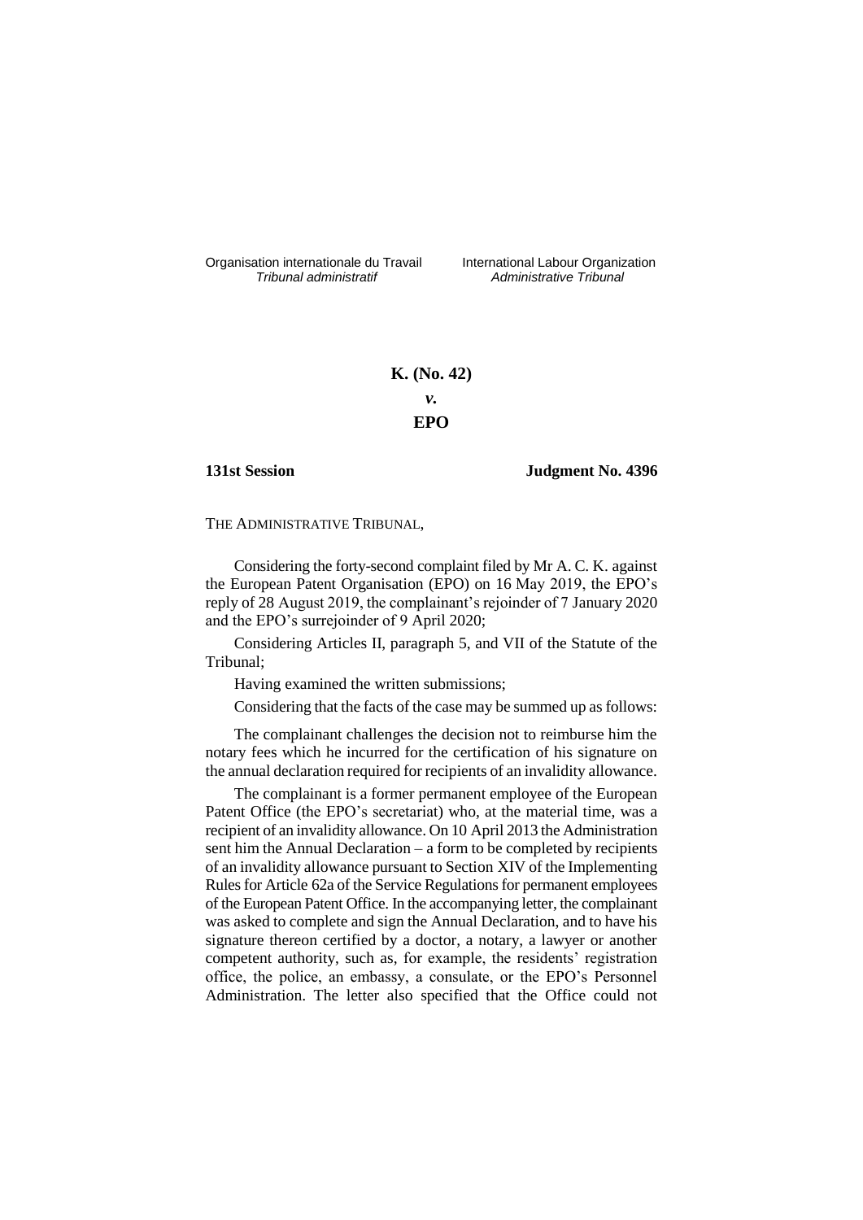Organisation internationale du Travail
*Tribunal administratif*

International Labour Organization
*Administrative Tribunal*

**K. (No. 42)**

***v.***

**EPO**

**131st Session** **Judgment No. 4396**

THE ADMINISTRATIVE TRIBUNAL,

Considering the forty-second complaint filed by Mr A. C. K. against the European Patent Organisation (EPO) on 16 May 2019, the EPO's reply of 28 August 2019, the complainant's rejoinder of 7 January 2020 and the EPO's surrejoinder of 9 April 2020;

Considering Articles II, paragraph 5, and VII of the Statute of the Tribunal;

Having examined the written submissions;

Considering that the facts of the case may be summed up as follows:

The complainant challenges the decision not to reimburse him the notary fees which he incurred for the certification of his signature on the annual declaration required for recipients of an invalidity allowance.

The complainant is a former permanent employee of the European Patent Office (the EPO's secretariat) who, at the material time, was a recipient of an invalidity allowance. On 10 April 2013 the Administration sent him the Annual Declaration – a form to be completed by recipients of an invalidity allowance pursuant to Section XIV of the Implementing Rules for Article 62a of the Service Regulations for permanent employees of the European Patent Office. In the accompanying letter, the complainant was asked to complete and sign the Annual Declaration, and to have his signature thereon certified by a doctor, a notary, a lawyer or another competent authority, such as, for example, the residents' registration office, the police, an embassy, a consulate, or the EPO's Personnel Administration. The letter also specified that the Office could not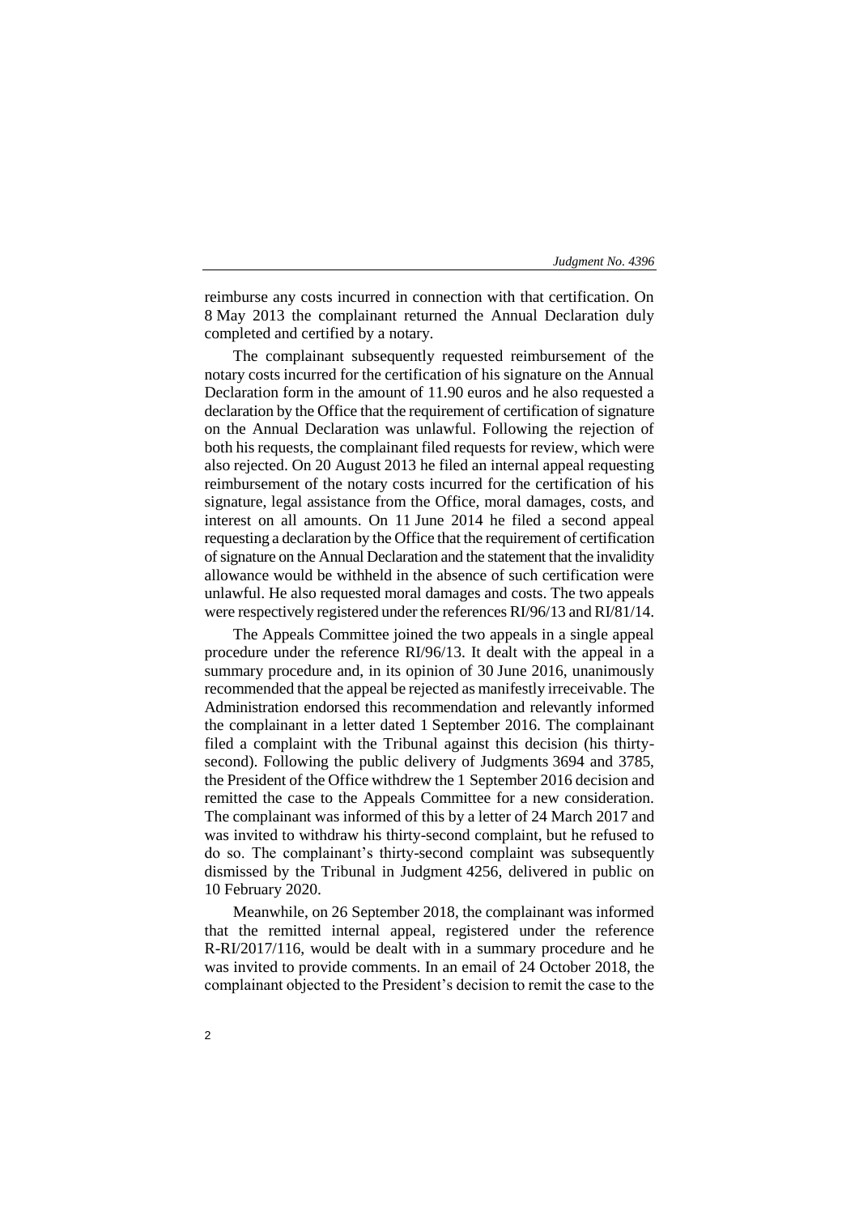reimburse any costs incurred in connection with that certification. On 8 May 2013 the complainant returned the Annual Declaration duly completed and certified by a notary.

The complainant subsequently requested reimbursement of the notary costs incurred for the certification of his signature on the Annual Declaration form in the amount of 11.90 euros and he also requested a declaration by the Office that the requirement of certification of signature on the Annual Declaration was unlawful. Following the rejection of both his requests, the complainant filed requests for review, which were also rejected. On 20 August 2013 he filed an internal appeal requesting reimbursement of the notary costs incurred for the certification of his signature, legal assistance from the Office, moral damages, costs, and interest on all amounts. On 11 June 2014 he filed a second appeal requesting a declaration by the Office that the requirement of certification of signature on the Annual Declaration and the statement that the invalidity allowance would be withheld in the absence of such certification were unlawful. He also requested moral damages and costs. The two appeals were respectively registered under the references RI/96/13 and RI/81/14.

The Appeals Committee joined the two appeals in a single appeal procedure under the reference RI/96/13. It dealt with the appeal in a summary procedure and, in its opinion of 30 June 2016, unanimously recommended that the appeal be rejected as manifestly irreceivable. The Administration endorsed this recommendation and relevantly informed the complainant in a letter dated 1 September 2016. The complainant filed a complaint with the Tribunal against this decision (his thirty-second). Following the public delivery of Judgments 3694 and 3785, the President of the Office withdrew the 1 September 2016 decision and remitted the case to the Appeals Committee for a new consideration. The complainant was informed of this by a letter of 24 March 2017 and was invited to withdraw his thirty-second complaint, but he refused to do so. The complainant's thirty-second complaint was subsequently dismissed by the Tribunal in Judgment 4256, delivered in public on 10 February 2020.

Meanwhile, on 26 September 2018, the complainant was informed that the remitted internal appeal, registered under the reference R-RI/2017/116, would be dealt with in a summary procedure and he was invited to provide comments. In an email of 24 October 2018, the complainant objected to the President's decision to remit the case to the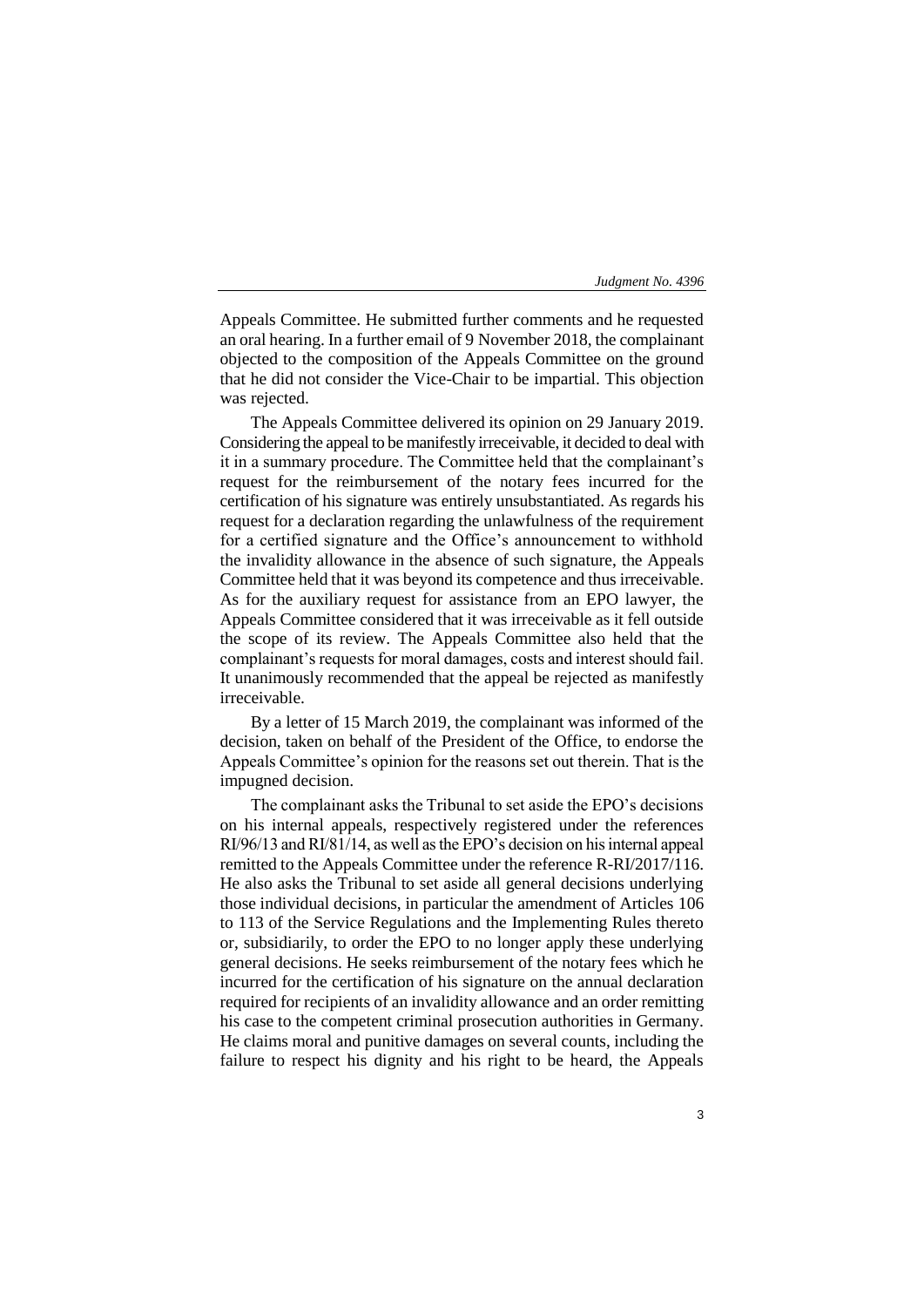Appeals Committee. He submitted further comments and he requested an oral hearing. In a further email of 9 November 2018, the complainant objected to the composition of the Appeals Committee on the ground that he did not consider the Vice-Chair to be impartial. This objection was rejected.

The Appeals Committee delivered its opinion on 29 January 2019. Considering the appeal to be manifestly irreceivable, it decided to deal with it in a summary procedure. The Committee held that the complainant's request for the reimbursement of the notary fees incurred for the certification of his signature was entirely unsubstantiated. As regards his request for a declaration regarding the unlawfulness of the requirement for a certified signature and the Office's announcement to withhold the invalidity allowance in the absence of such signature, the Appeals Committee held that it was beyond its competence and thus irreceivable. As for the auxiliary request for assistance from an EPO lawyer, the Appeals Committee considered that it was irreceivable as it fell outside the scope of its review. The Appeals Committee also held that the complainant's requests for moral damages, costs and interest should fail. It unanimously recommended that the appeal be rejected as manifestly irreceivable.

By a letter of 15 March 2019, the complainant was informed of the decision, taken on behalf of the President of the Office, to endorse the Appeals Committee's opinion for the reasons set out therein. That is the impugned decision.

The complainant asks the Tribunal to set aside the EPO's decisions on his internal appeals, respectively registered under the references RI/96/13 and RI/81/14, as well as the EPO's decision on his internal appeal remitted to the Appeals Committee under the reference R-RI/2017/116. He also asks the Tribunal to set aside all general decisions underlying those individual decisions, in particular the amendment of Articles 106 to 113 of the Service Regulations and the Implementing Rules thereto or, subsidiarily, to order the EPO to no longer apply these underlying general decisions. He seeks reimbursement of the notary fees which he incurred for the certification of his signature on the annual declaration required for recipients of an invalidity allowance and an order remitting his case to the competent criminal prosecution authorities in Germany. He claims moral and punitive damages on several counts, including the failure to respect his dignity and his right to be heard, the Appeals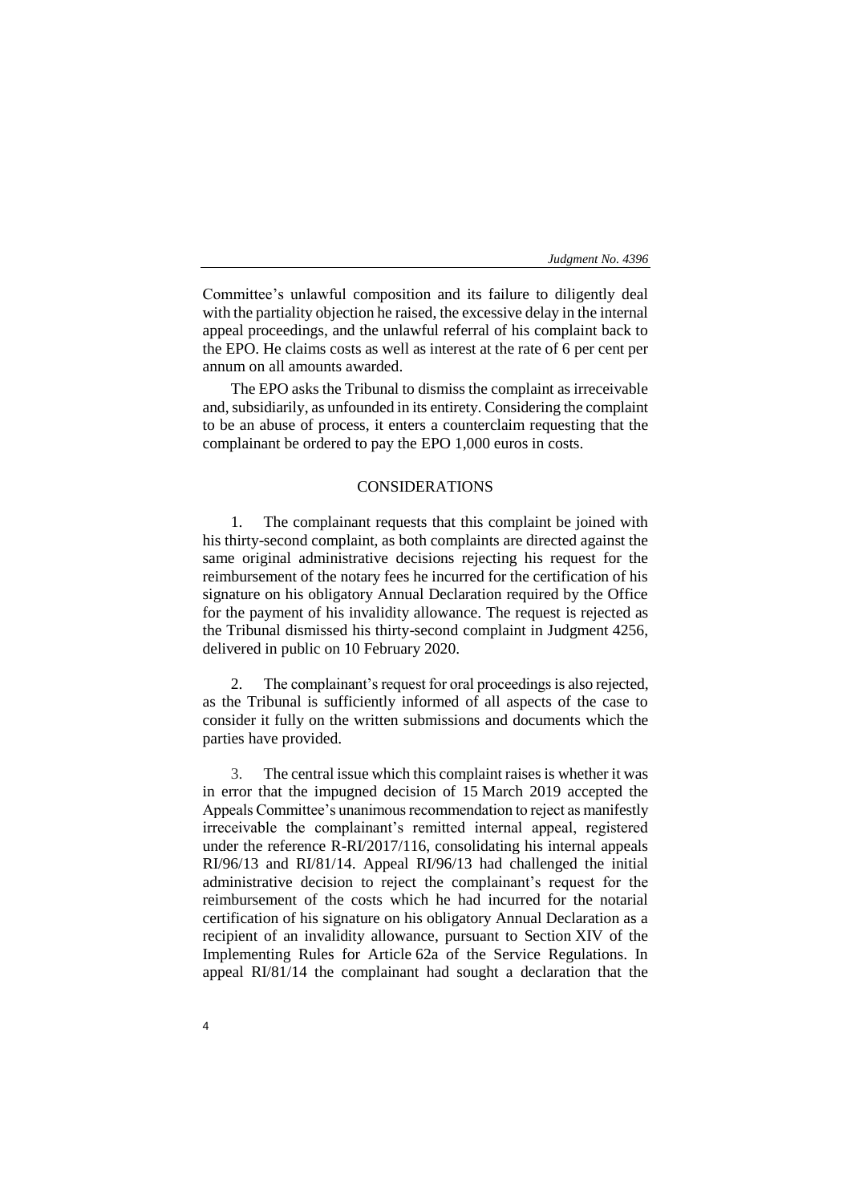Committee's unlawful composition and its failure to diligently deal with the partiality objection he raised, the excessive delay in the internal appeal proceedings, and the unlawful referral of his complaint back to the EPO. He claims costs as well as interest at the rate of 6 per cent per annum on all amounts awarded.

The EPO asks the Tribunal to dismiss the complaint as irreceivable and, subsidiarily, as unfounded in its entirety. Considering the complaint to be an abuse of process, it enters a counterclaim requesting that the complainant be ordered to pay the EPO 1,000 euros in costs.

## CONSIDERATIONS

1. The complainant requests that this complaint be joined with his thirty-second complaint, as both complaints are directed against the same original administrative decisions rejecting his request for the reimbursement of the notary fees he incurred for the certification of his signature on his obligatory Annual Declaration required by the Office for the payment of his invalidity allowance. The request is rejected as the Tribunal dismissed his thirty-second complaint in Judgment 4256, delivered in public on 10 February 2020.

2. The complainant's request for oral proceedings is also rejected, as the Tribunal is sufficiently informed of all aspects of the case to consider it fully on the written submissions and documents which the parties have provided.

3. The central issue which this complaint raises is whether it was in error that the impugned decision of 15 March 2019 accepted the Appeals Committee's unanimous recommendation to reject as manifestly irreceivable the complainant's remitted internal appeal, registered under the reference R-RI/2017/116, consolidating his internal appeals RI/96/13 and RI/81/14. Appeal RI/96/13 had challenged the initial administrative decision to reject the complainant's request for the reimbursement of the costs which he had incurred for the notarial certification of his signature on his obligatory Annual Declaration as a recipient of an invalidity allowance, pursuant to Section XIV of the Implementing Rules for Article 62a of the Service Regulations. In appeal RI/81/14 the complainant had sought a declaration that the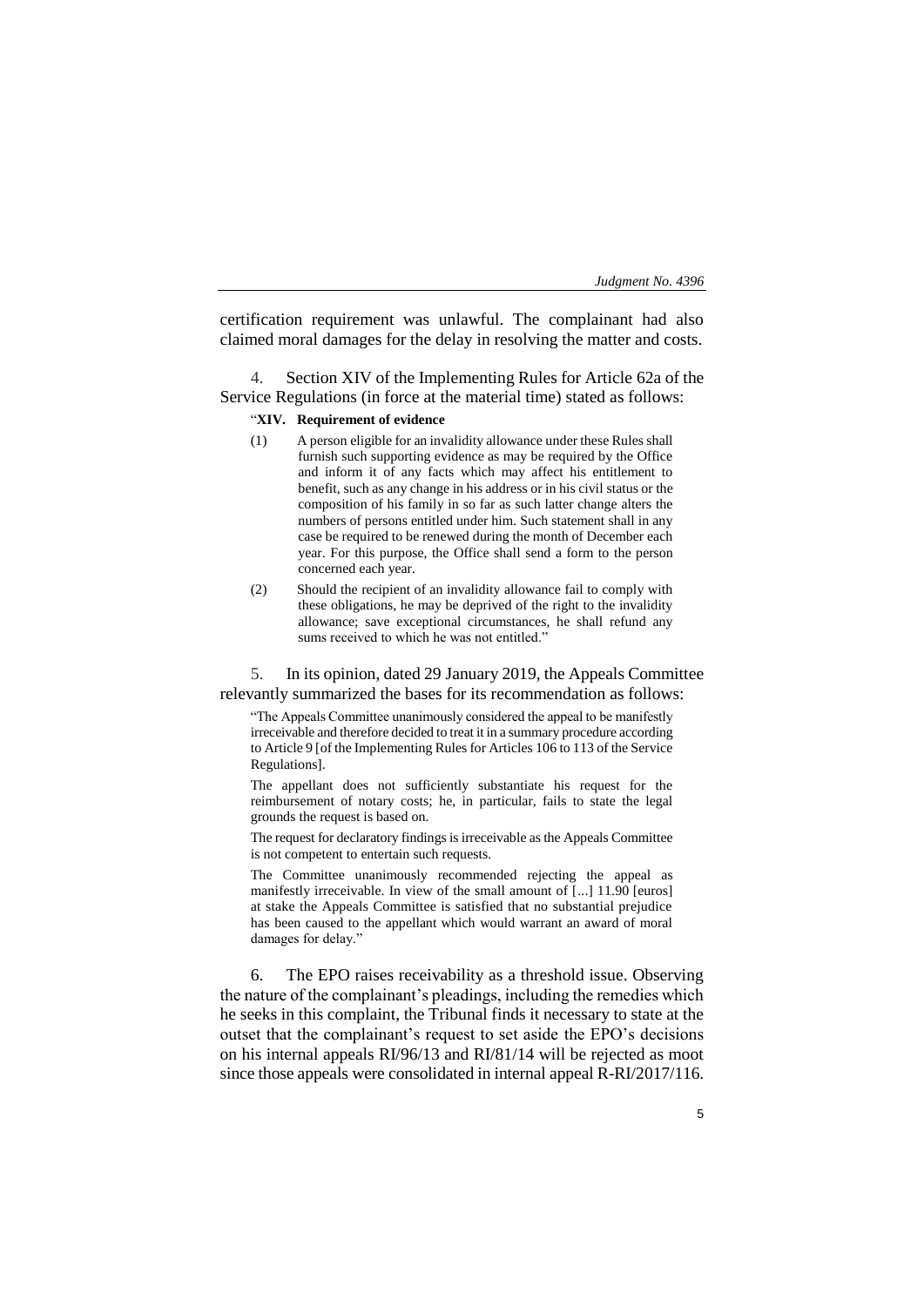certification requirement was unlawful. The complainant had also claimed moral damages for the delay in resolving the matter and costs.

4. Section XIV of the Implementing Rules for Article 62a of the Service Regulations (in force at the material time) stated as follows:

> "**XIV. Requirement of evidence**
>
> (1) A person eligible for an invalidity allowance under these Rules shall furnish such supporting evidence as may be required by the Office and inform it of any facts which may affect his entitlement to benefit, such as any change in his address or in his civil status or the composition of his family in so far as such latter change alters the numbers of persons entitled under him. Such statement shall in any case be required to be renewed during the month of December each year. For this purpose, the Office shall send a form to the person concerned each year.
>
> (2) Should the recipient of an invalidity allowance fail to comply with these obligations, he may be deprived of the right to the invalidity allowance; save exceptional circumstances, he shall refund any sums received to which he was not entitled."

5. In its opinion, dated 29 January 2019, the Appeals Committee relevantly summarized the bases for its recommendation as follows:

> "The Appeals Committee unanimously considered the appeal to be manifestly irreceivable and therefore decided to treat it in a summary procedure according to Article 9 [of the Implementing Rules for Articles 106 to 113 of the Service Regulations].
>
> The appellant does not sufficiently substantiate his request for the reimbursement of notary costs; he, in particular, fails to state the legal grounds the request is based on.
>
> The request for declaratory findings is irreceivable as the Appeals Committee is not competent to entertain such requests.
>
> The Committee unanimously recommended rejecting the appeal as manifestly irreceivable. In view of the small amount of [...] 11.90 [euros] at stake the Appeals Committee is satisfied that no substantial prejudice has been caused to the appellant which would warrant an award of moral damages for delay."

6. The EPO raises receivability as a threshold issue. Observing the nature of the complainant's pleadings, including the remedies which he seeks in this complaint, the Tribunal finds it necessary to state at the outset that the complainant's request to set aside the EPO's decisions on his internal appeals RI/96/13 and RI/81/14 will be rejected as moot since those appeals were consolidated in internal appeal R-RI/2017/116.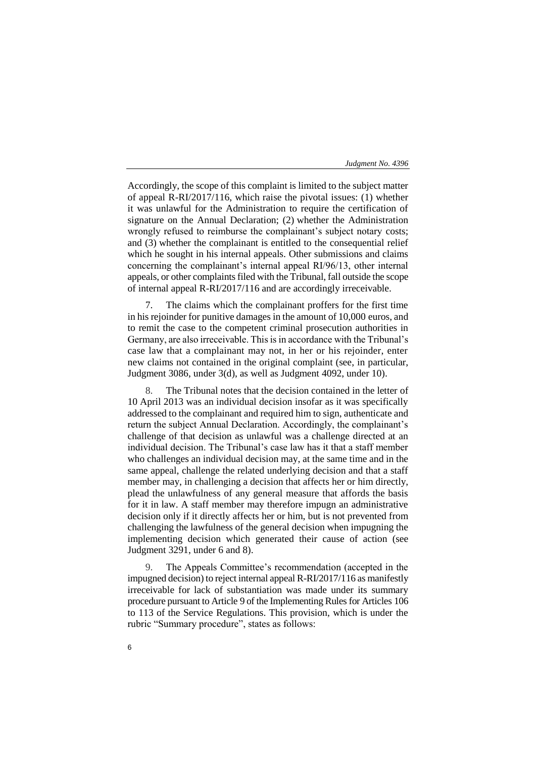Accordingly, the scope of this complaint is limited to the subject matter of appeal R-RI/2017/116, which raise the pivotal issues: (1) whether it was unlawful for the Administration to require the certification of signature on the Annual Declaration; (2) whether the Administration wrongly refused to reimburse the complainant's subject notary costs; and (3) whether the complainant is entitled to the consequential relief which he sought in his internal appeals. Other submissions and claims concerning the complainant's internal appeal RI/96/13, other internal appeals, or other complaints filed with the Tribunal, fall outside the scope of internal appeal R-RI/2017/116 and are accordingly irreceivable.

7. The claims which the complainant proffers for the first time in his rejoinder for punitive damages in the amount of 10,000 euros, and to remit the case to the competent criminal prosecution authorities in Germany, are also irreceivable. This is in accordance with the Tribunal's case law that a complainant may not, in her or his rejoinder, enter new claims not contained in the original complaint (see, in particular, Judgment 3086, under 3(d), as well as Judgment 4092, under 10).

8. The Tribunal notes that the decision contained in the letter of 10 April 2013 was an individual decision insofar as it was specifically addressed to the complainant and required him to sign, authenticate and return the subject Annual Declaration. Accordingly, the complainant's challenge of that decision as unlawful was a challenge directed at an individual decision. The Tribunal's case law has it that a staff member who challenges an individual decision may, at the same time and in the same appeal, challenge the related underlying decision and that a staff member may, in challenging a decision that affects her or him directly, plead the unlawfulness of any general measure that affords the basis for it in law. A staff member may therefore impugn an administrative decision only if it directly affects her or him, but is not prevented from challenging the lawfulness of the general decision when impugning the implementing decision which generated their cause of action (see Judgment 3291, under 6 and 8).

9. The Appeals Committee's recommendation (accepted in the impugned decision) to reject internal appeal R-RI/2017/116 as manifestly irreceivable for lack of substantiation was made under its summary procedure pursuant to Article 9 of the Implementing Rules for Articles 106 to 113 of the Service Regulations. This provision, which is under the rubric "Summary procedure", states as follows: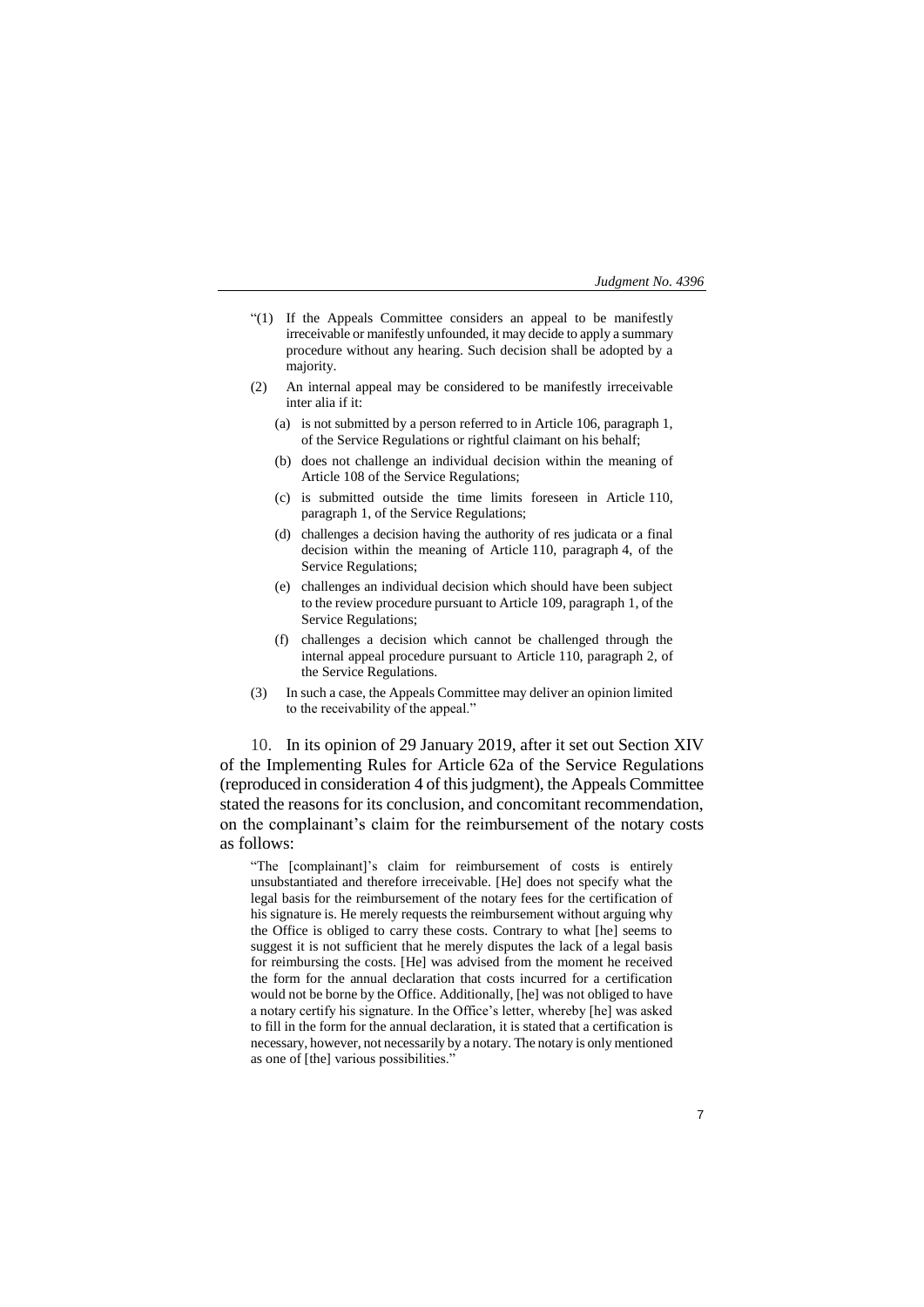"(1) If the Appeals Committee considers an appeal to be manifestly irreceivable or manifestly unfounded, it may decide to apply a summary procedure without any hearing. Such decision shall be adopted by a majority.

(2) An internal appeal may be considered to be manifestly irreceivable inter alia if it:

   (a) is not submitted by a person referred to in Article 106, paragraph 1, of the Service Regulations or rightful claimant on his behalf;

   (b) does not challenge an individual decision within the meaning of Article 108 of the Service Regulations;

   (c) is submitted outside the time limits foreseen in Article 110, paragraph 1, of the Service Regulations;

   (d) challenges a decision having the authority of res judicata or a final decision within the meaning of Article 110, paragraph 4, of the Service Regulations;

   (e) challenges an individual decision which should have been subject to the review procedure pursuant to Article 109, paragraph 1, of the Service Regulations;

   (f) challenges a decision which cannot be challenged through the internal appeal procedure pursuant to Article 110, paragraph 2, of the Service Regulations.

(3) In such a case, the Appeals Committee may deliver an opinion limited to the receivability of the appeal."

10. In its opinion of 29 January 2019, after it set out Section XIV of the Implementing Rules for Article 62a of the Service Regulations (reproduced in consideration 4 of this judgment), the Appeals Committee stated the reasons for its conclusion, and concomitant recommendation, on the complainant's claim for the reimbursement of the notary costs as follows:

> "The [complainant]'s claim for reimbursement of costs is entirely unsubstantiated and therefore irreceivable. [He] does not specify what the legal basis for the reimbursement of the notary fees for the certification of his signature is. He merely requests the reimbursement without arguing why the Office is obliged to carry these costs. Contrary to what [he] seems to suggest it is not sufficient that he merely disputes the lack of a legal basis for reimbursing the costs. [He] was advised from the moment he received the form for the annual declaration that costs incurred for a certification would not be borne by the Office. Additionally, [he] was not obliged to have a notary certify his signature. In the Office's letter, whereby [he] was asked to fill in the form for the annual declaration, it is stated that a certification is necessary, however, not necessarily by a notary. The notary is only mentioned as one of [the] various possibilities."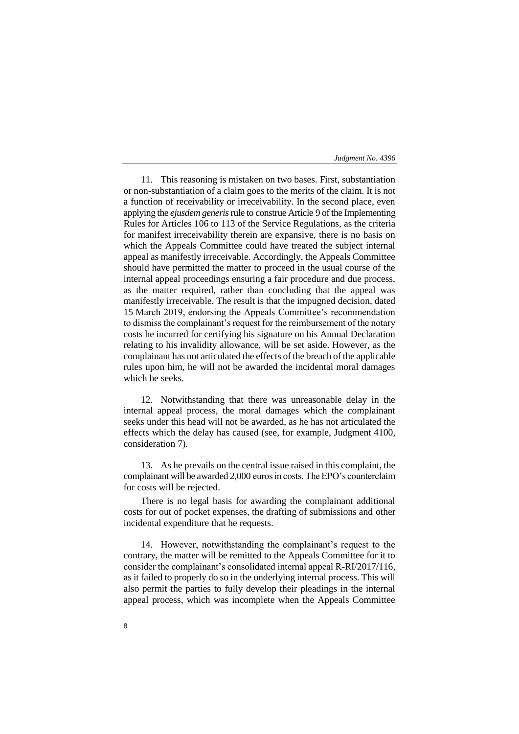11. This reasoning is mistaken on two bases. First, substantiation or non-substantiation of a claim goes to the merits of the claim. It is not a function of receivability or irreceivability. In the second place, even applying the *ejusdem generis* rule to construe Article 9 of the Implementing Rules for Articles 106 to 113 of the Service Regulations, as the criteria for manifest irreceivability therein are expansive, there is no basis on which the Appeals Committee could have treated the subject internal appeal as manifestly irreceivable. Accordingly, the Appeals Committee should have permitted the matter to proceed in the usual course of the internal appeal proceedings ensuring a fair procedure and due process, as the matter required, rather than concluding that the appeal was manifestly irreceivable. The result is that the impugned decision, dated 15 March 2019, endorsing the Appeals Committee's recommendation to dismiss the complainant's request for the reimbursement of the notary costs he incurred for certifying his signature on his Annual Declaration relating to his invalidity allowance, will be set aside. However, as the complainant has not articulated the effects of the breach of the applicable rules upon him, he will not be awarded the incidental moral damages which he seeks.

12. Notwithstanding that there was unreasonable delay in the internal appeal process, the moral damages which the complainant seeks under this head will not be awarded, as he has not articulated the effects which the delay has caused (see, for example, Judgment 4100, consideration 7).

13. As he prevails on the central issue raised in this complaint, the complainant will be awarded 2,000 euros in costs. The EPO's counterclaim for costs will be rejected.

There is no legal basis for awarding the complainant additional costs for out of pocket expenses, the drafting of submissions and other incidental expenditure that he requests.

14. However, notwithstanding the complainant's request to the contrary, the matter will be remitted to the Appeals Committee for it to consider the complainant's consolidated internal appeal R-RI/2017/116, as it failed to properly do so in the underlying internal process. This will also permit the parties to fully develop their pleadings in the internal appeal process, which was incomplete when the Appeals Committee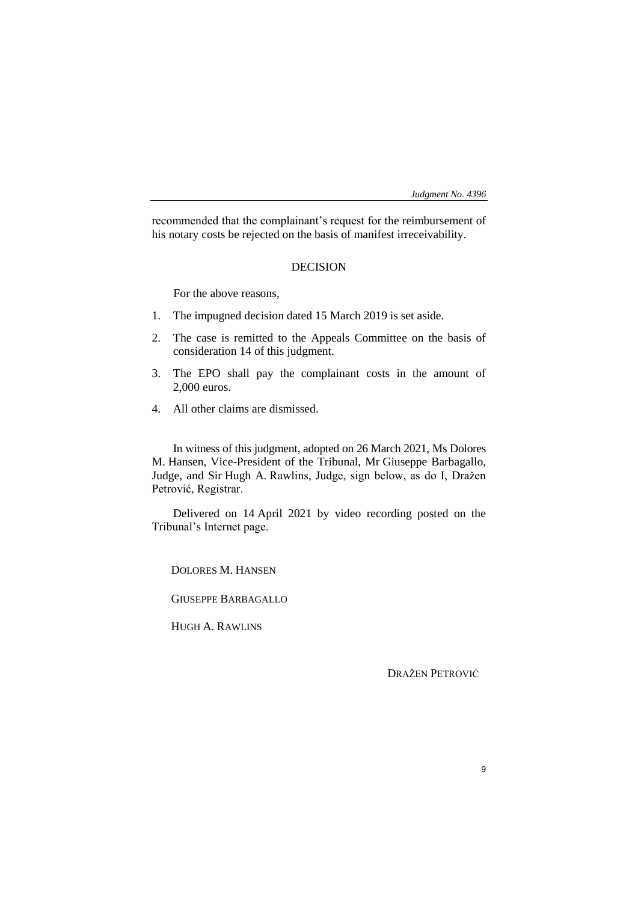recommended that the complainant's request for the reimbursement of his notary costs be rejected on the basis of manifest irreceivability.

## DECISION

For the above reasons,

1. The impugned decision dated 15 March 2019 is set aside.
2. The case is remitted to the Appeals Committee on the basis of consideration 14 of this judgment.
3. The EPO shall pay the complainant costs in the amount of 2,000 euros.
4. All other claims are dismissed.

In witness of this judgment, adopted on 26 March 2021, Ms Dolores M. Hansen, Vice-President of the Tribunal, Mr Giuseppe Barbagallo, Judge, and Sir Hugh A. Rawlins, Judge, sign below, as do I, Dražen Petrović, Registrar.

Delivered on 14 April 2021 by video recording posted on the Tribunal's Internet page.

DOLORES M. HANSEN

GIUSEPPE BARBAGALLO

HUGH A. RAWLINS

DRAŽEN PETROVIĆ